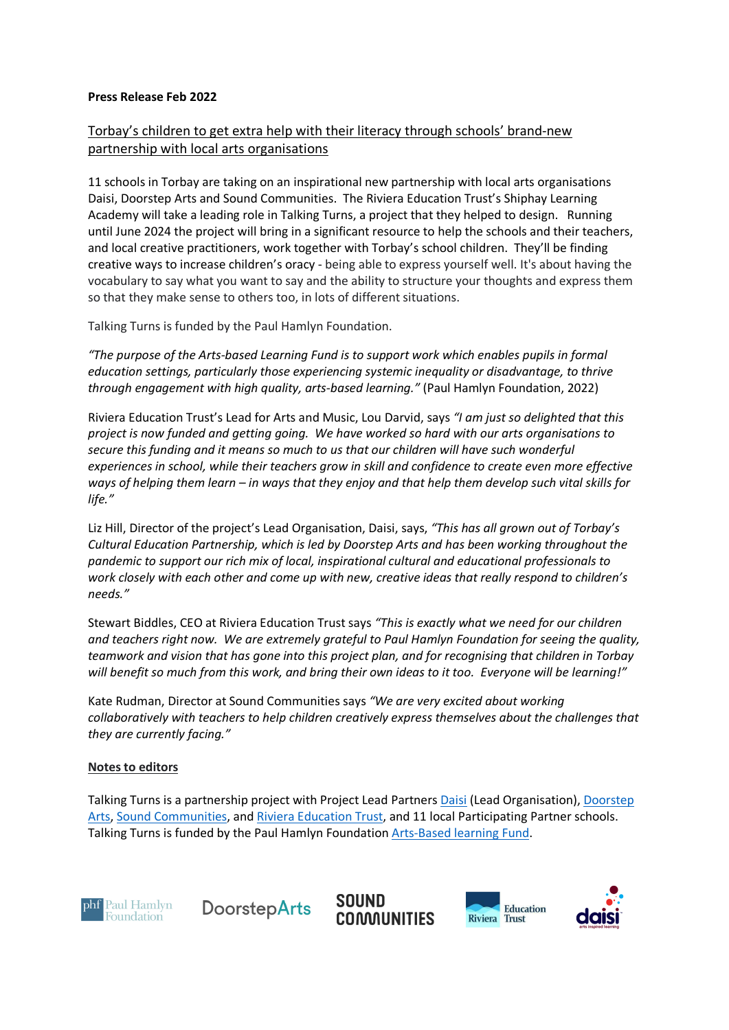**Press Release Feb 2022**

Torbay's children to get extra help with their literacy through schools' brand-new partnership with local arts organisations

11 schools in Torbay are taking on an inspirational new partnership with local arts organisations Daisi, Doorstep Arts and Sound Communities. The Riviera Education Trust's Shiphay Learning Academy will take a leading role in Talking Turns, a project that they helped to design. Running until June 2024 the project will bring in a significant resource to help the schools and their teachers, and local creative practitioners, work together with Torbay's school children. They'll be finding creative ways to increase children's oracy - being able to express yourself well. It's about having the vocabulary to say what you want to say and the ability to structure your thoughts and express them so that they make sense to others too, in lots of different situations.

Talking Turns is funded by the Paul Hamlyn Foundation.

*"The purpose of the Arts-based Learning Fund is to support work which enables pupils in formal education settings, particularly those experiencing systemic inequality or disadvantage, to thrive through engagement with high quality, arts-based learning."* (Paul Hamlyn Foundation, 2022)

Riviera Education Trust's Lead for Arts and Music, Lou Darvid, says *"I am just so delighted that this project is now funded and getting going. We have worked so hard with our arts organisations to secure this funding and it means so much to us that our children will have such wonderful experiences in school, while their teachers grow in skill and confidence to create even more effective ways of helping them learn – in ways that they enjoy and that help them develop such vital skills for life."*

Liz Hill, Director of the project's Lead Organisation, Daisi, says, *"This has all grown out of Torbay's Cultural Education Partnership, which is led by Doorstep Arts and has been working throughout the pandemic to support our rich mix of local, inspirational cultural and educational professionals to work closely with each other and come up with new, creative ideas that really respond to children's needs."*

Stewart Biddles, CEO at Riviera Education Trust says *"This is exactly what we need for our children and teachers right now. We are extremely grateful to Paul Hamlyn Foundation for seeing the quality, teamwork and vision that has gone into this project plan, and for recognising that children in Torbay will benefit so much from this work, and bring their own ideas to it too. Everyone will be learning!"*

Kate Rudman, Director at Sound Communities says *"We are very excited about working collaboratively with teachers to help children creatively express themselves about the challenges that they are currently facing."*

**Notes to editors**

Talking Turns is a partnership project with Project Lead Partners Daisi (Lead Organisation), Doorstep Arts, Sound Communities, and Riviera Education Trust, and 11 local Participating Partner schools. Talking Turns is funded by the Paul Hamlyn Foundation Arts-Based learning Fund.

phf Paul Hamlyn Foundation | DoorstepArts | SOUND COMMUNITIES | Riviera Education Trust | daisi arts inspired learning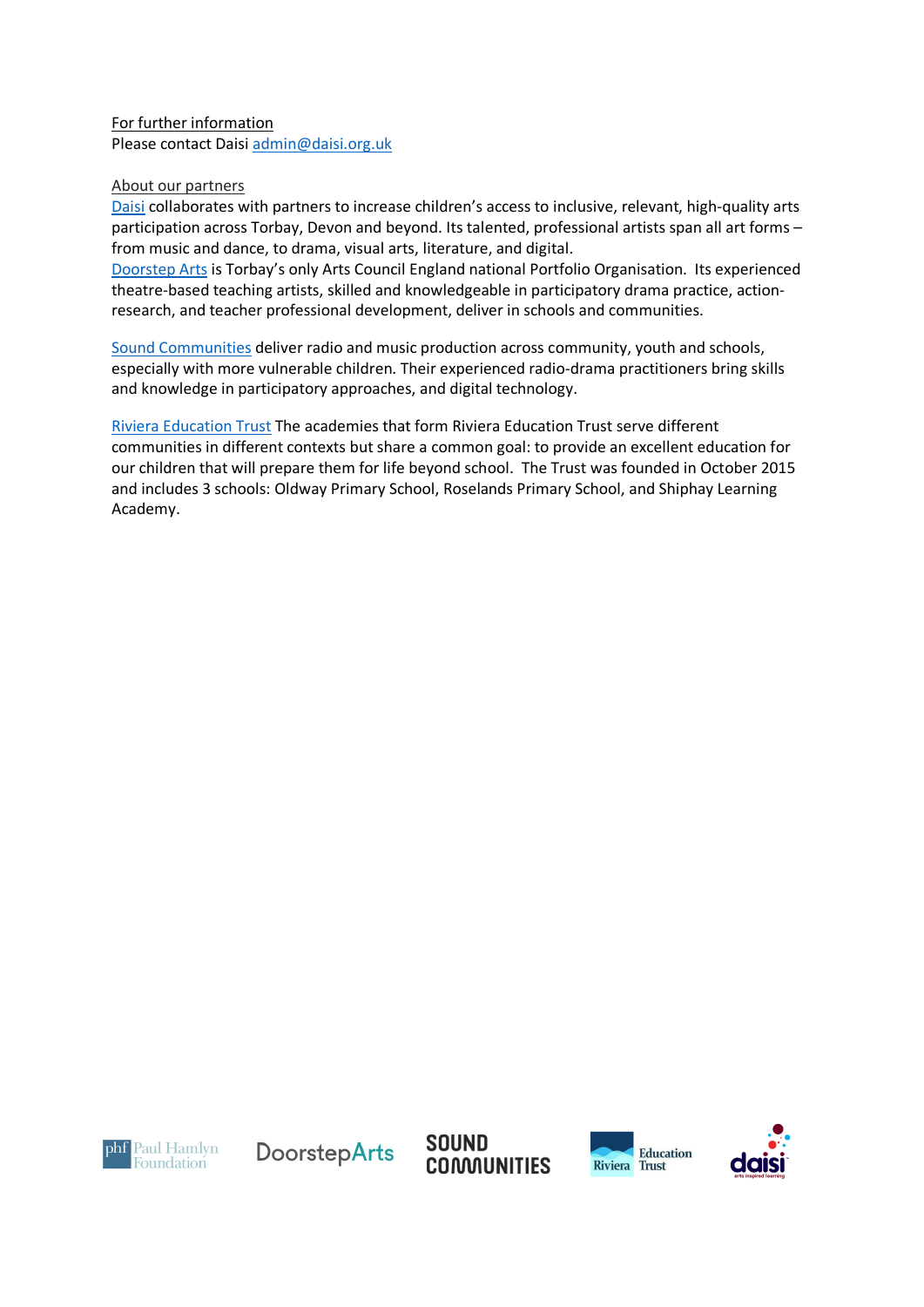For further information

Please contact Daisi admin@daisi.org.uk

About our partners

Daisi collaborates with partners to increase children's access to inclusive, relevant, high-quality arts participation across Torbay, Devon and beyond. Its talented, professional artists span all art forms – from music and dance, to drama, visual arts, literature, and digital.

Doorstep Arts is Torbay's only Arts Council England national Portfolio Organisation. Its experienced theatre-based teaching artists, skilled and knowledgeable in participatory drama practice, action-research, and teacher professional development, deliver in schools and communities.

Sound Communities deliver radio and music production across community, youth and schools, especially with more vulnerable children. Their experienced radio-drama practitioners bring skills and knowledge in participatory approaches, and digital technology.

Riviera Education Trust The academies that form Riviera Education Trust serve different communities in different contexts but share a common goal: to provide an excellent education for our children that will prepare them for life beyond school. The Trust was founded in October 2015 and includes 3 schools: Oldway Primary School, Roselands Primary School, and Shiphay Learning Academy.

phf Paul Hamlyn Foundation DoorstepArts SOUND COMMUNITIES Riviera Education Trust daisi arts inspired learning